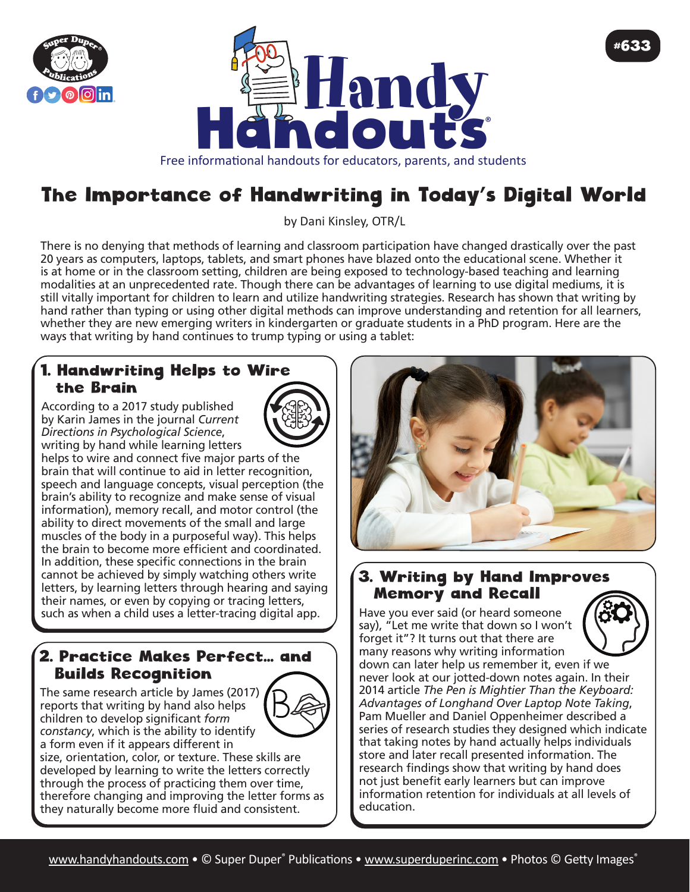# Handy Handouts®

Free informational handouts for educators, parents, and students

#633

## The Importance of Handwriting in Today's Digital World

by Dani Kinsley, OTR/L

There is no denying that methods of learning and classroom participation have changed drastically over the past 20 years as computers, laptops, tablets, and smart phones have blazed onto the educational scene. Whether it is at home or in the classroom setting, children are being exposed to technology-based teaching and learning modalities at an unprecedented rate. Though there can be advantages of learning to use digital mediums, it is still vitally important for children to learn and utilize handwriting strategies. Research has shown that writing by hand rather than typing or using other digital methods can improve understanding and retention for all learners, whether they are new emerging writers in kindergarten or graduate students in a PhD program. Here are the ways that writing by hand continues to trump typing or using a tablet:

### 1. Handwriting Helps to Wire the Brain

According to a 2017 study published by Karin James in the journal *Current Directions in Psychological Science*, writing by hand while learning letters helps to wire and connect five major parts of the brain that will continue to aid in letter recognition, speech and language concepts, visual perception (the brain's ability to recognize and make sense of visual information), memory recall, and motor control (the ability to direct movements of the small and large muscles of the body in a purposeful way). This helps the brain to become more efficient and coordinated. In addition, these specific connections in the brain cannot be achieved by simply watching others write letters, by learning letters through hearing and saying their names, or even by copying or tracing letters, such as when a child uses a letter-tracing digital app.

### 2. Practice Makes Perfect… and Builds Recognition

The same research article by James (2017) reports that writing by hand also helps children to develop significant *form constancy*, which is the ability to identify a form even if it appears different in size, orientation, color, or texture. These skills are developed by learning to write the letters correctly through the process of practicing them over time, therefore changing and improving the letter forms as they naturally become more fluid and consistent.

### 3. Writing by Hand Improves Memory and Recall

Have you ever said (or heard someone say), "Let me write that down so I won't forget it"? It turns out that there are many reasons why writing information down can later help us remember it, even if we never look at our jotted-down notes again. In their 2014 article *The Pen is Mightier Than the Keyboard: Advantages of Longhand Over Laptop Note Taking*, Pam Mueller and Daniel Oppenheimer described a series of research studies they designed which indicate that taking notes by hand actually helps individuals store and later recall presented information. The research findings show that writing by hand does not just benefit early learners but can improve information retention for individuals at all levels of education.

www.handyhandouts.com • © Super Duper® Publications • www.superduperinc.com • Photos © Getty Images®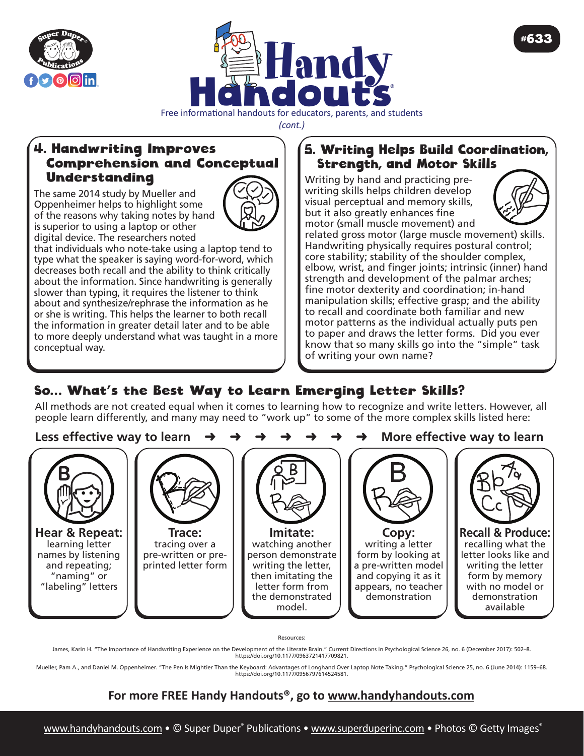*(cont.)*

## 4. Handwriting Improves Comprehension and Conceptual Understanding

The same 2014 study by Mueller and Oppenheimer helps to highlight some of the reasons why taking notes by hand is superior to using a laptop or other digital device. The researchers noted that individuals who note-take using a laptop tend to type what the speaker is saying word-for-word, which decreases both recall and the ability to think critically about the information. Since handwriting is generally slower than typing, it requires the listener to think about and synthesize/rephrase the information as he or she is writing. This helps the learner to both recall the information in greater detail later and to be able to more deeply understand what was taught in a more conceptual way.

## 5. Writing Helps Build Coordination, Strength, and Motor Skills

Writing by hand and practicing pre-writing skills helps children develop visual perceptual and memory skills, but it also greatly enhances fine motor (small muscle movement) and related gross motor (large muscle movement) skills. Handwriting physically requires postural control; core stability; stability of the shoulder complex, elbow, wrist, and finger joints; intrinsic (inner) hand strength and development of the palmar arches; fine motor dexterity and coordination; in-hand manipulation skills; effective grasp; and the ability to recall and coordinate both familiar and new motor patterns as the individual actually puts pen to paper and draws the letter forms. Did you ever know that so many skills go into the "simple" task of writing your own name?

## So… What's the Best Way to Learn Emerging Letter Skills?

All methods are not created equal when it comes to learning how to recognize and write letters. However, all people learn differently, and many may need to "work up" to some of the more complex skills listed here:

**Less effective way to learn → → → → → → → More effective way to learn**

**Hear & Repeat:** learning letter names by listening and repeating; "naming" or "labeling" letters

**Trace:** tracing over a pre-written or pre-printed letter form

**Imitate:** watching another person demonstrate writing the letter, then imitating the letter form from the demonstrated model.

**Copy:** writing a letter form by looking at a pre-written model and copying it as it appears, no teacher demonstration

**Recall & Produce:** recalling what the letter looks like and writing the letter form by memory with no model or demonstration available

Resources:

James, Karin H. "The Importance of Handwriting Experience on the Development of the Literate Brain." Current Directions in Psychological Science 26, no. 6 (December 2017): 502–8. https://doi.org/10.1177/0963721417709821.

Mueller, Pam A., and Daniel M. Oppenheimer. "The Pen Is Mightier Than the Keyboard: Advantages of Longhand Over Laptop Note Taking." Psychological Science 25, no. 6 (June 2014): 1159–68. https://doi.org/10.1177/0956797614524581.

**For more FREE Handy Handouts®, go to www.handyhandouts.com**